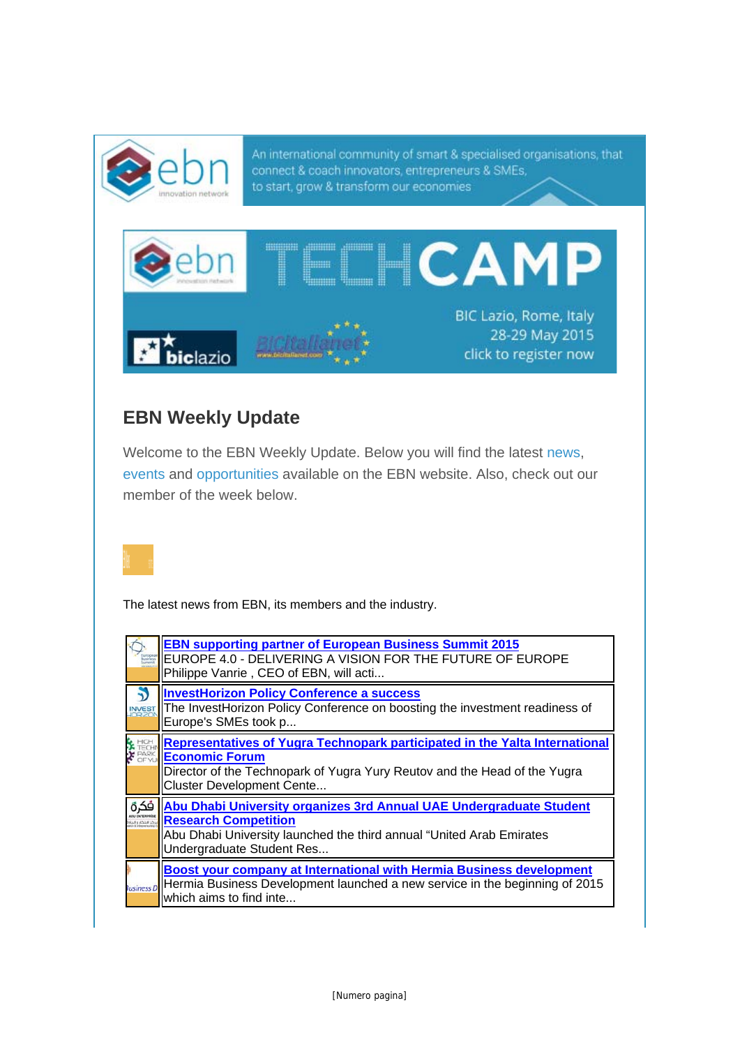An international community of smart & specialised organisations, that connect & coach innovators, entrepreneurs & SMEs, to start, grow & transform our economies

TECHCAMP

BIC Lazio, Rome, Italy
28-29 May 2015
click to register now

## EBN Weekly Update

Welcome to the EBN Weekly Update. Below you will find the latest news, events and opportunities available on the EBN website. Also, check out our member of the week below.

The latest news from EBN, its members and the industry.

**EBN supporting partner of European Business Summit 2015**
EUROPE 4.0 - DELIVERING A VISION FOR THE FUTURE OF EUROPE
Philippe Vanrie , CEO of EBN, will acti...

**InvestHorizon Policy Conference a success**
The InvestHorizon Policy Conference on boosting the investment readiness of Europe's SMEs took p...

**Representatives of Yugra Technopark participated in the Yalta International Economic Forum**
Director of the Technopark of Yugra Yury Reutov and the Head of the Yugra Cluster Development Cente...

**Abu Dhabi University organizes 3rd Annual UAE Undergraduate Student Research Competition**
Abu Dhabi University launched the third annual “United Arab Emirates Undergraduate Student Res...

**Boost your company at International with Hermia Business development**
Hermia Business Development launched a new service in the beginning of 2015 which aims to find inte...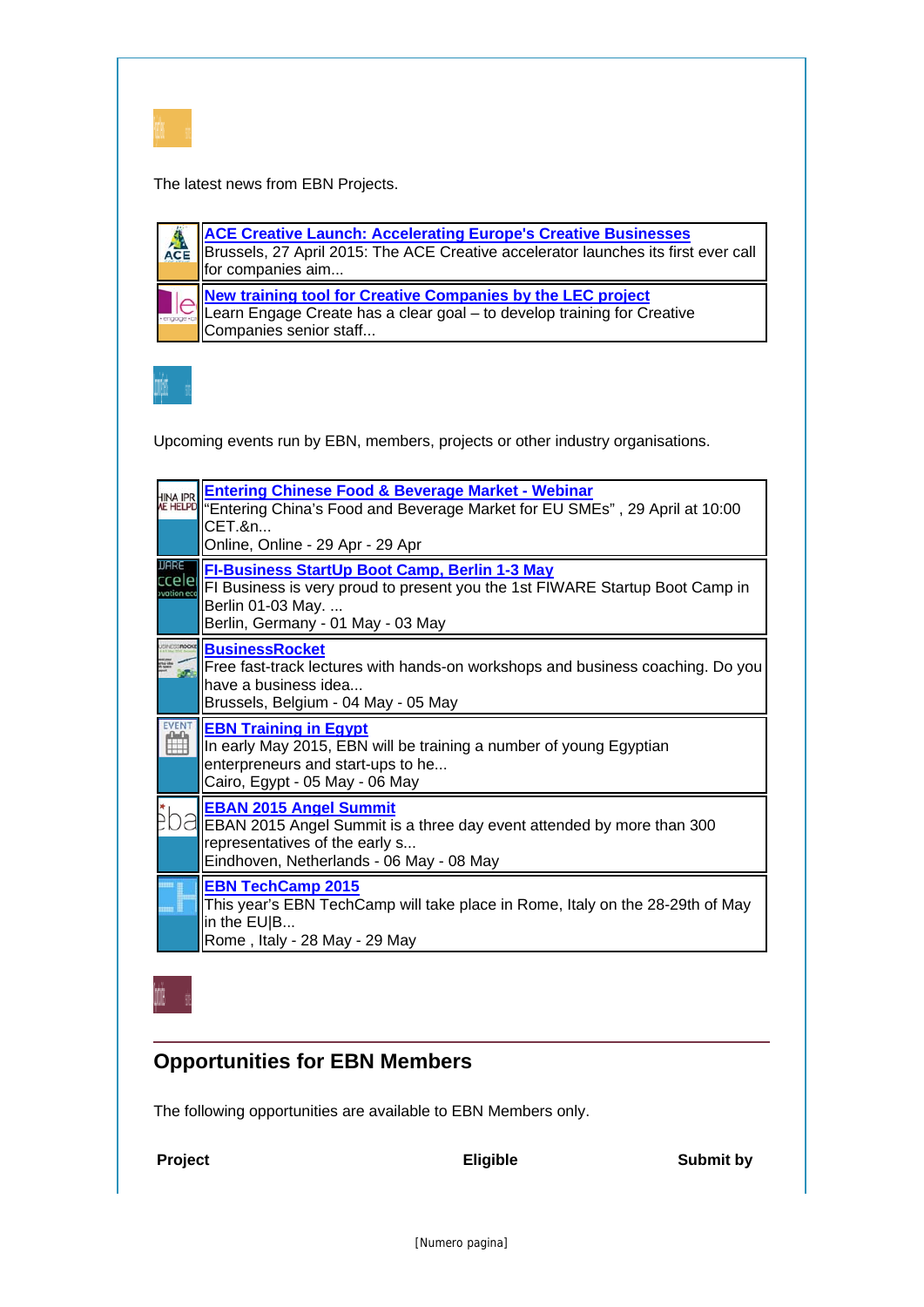The latest news from EBN Projects.

| | |
|---|---|
| ACE | **ACE Creative Launch: Accelerating Europe's Creative Businesses**<br>Brussels, 27 April 2015: The ACE Creative accelerator launches its first ever call for companies aim... |
| le | **New training tool for Creative Companies by the LEC project**<br>Learn Engage Create has a clear goal – to develop training for Creative Companies senior staff... |

Upcoming events run by EBN, members, projects or other industry organisations.

| | |
|---|---|
| | **Entering Chinese Food & Beverage Market - Webinar**<br>"Entering China's Food and Beverage Market for EU SMEs" , 29 April at 10:00 CET.&n...<br>Online, Online - 29 Apr - 29 Apr |
| | **FI-Business StartUp Boot Camp, Berlin 1-3 May**<br>FI Business is very proud to present you the 1st FIWARE Startup Boot Camp in Berlin 01-03 May. ...<br>Berlin, Germany - 01 May - 03 May |
| | **BusinessRocket**<br>Free fast-track lectures with hands-on workshops and business coaching. Do you have a business idea...<br>Brussels, Belgium - 04 May - 05 May |
| EVENT | **EBN Training in Egypt**<br>In early May 2015, EBN will be training a number of young Egyptian enterpreneurs and start-ups to he...<br>Cairo, Egypt - 05 May - 06 May |
| | **EBAN 2015 Angel Summit**<br>EBAN 2015 Angel Summit is a three day event attended by more than 300 representatives of the early s...<br>Eindhoven, Netherlands - 06 May - 08 May |
| | **EBN TechCamp 2015**<br>This year's EBN TechCamp will take place in Rome, Italy on the 28-29th of May in the EU\|B...<br>Rome , Italy - 28 May - 29 May |

## Opportunities for EBN Members

The following opportunities are available to EBN Members only.

| Project | Eligible | Submit by |
|---|---|---|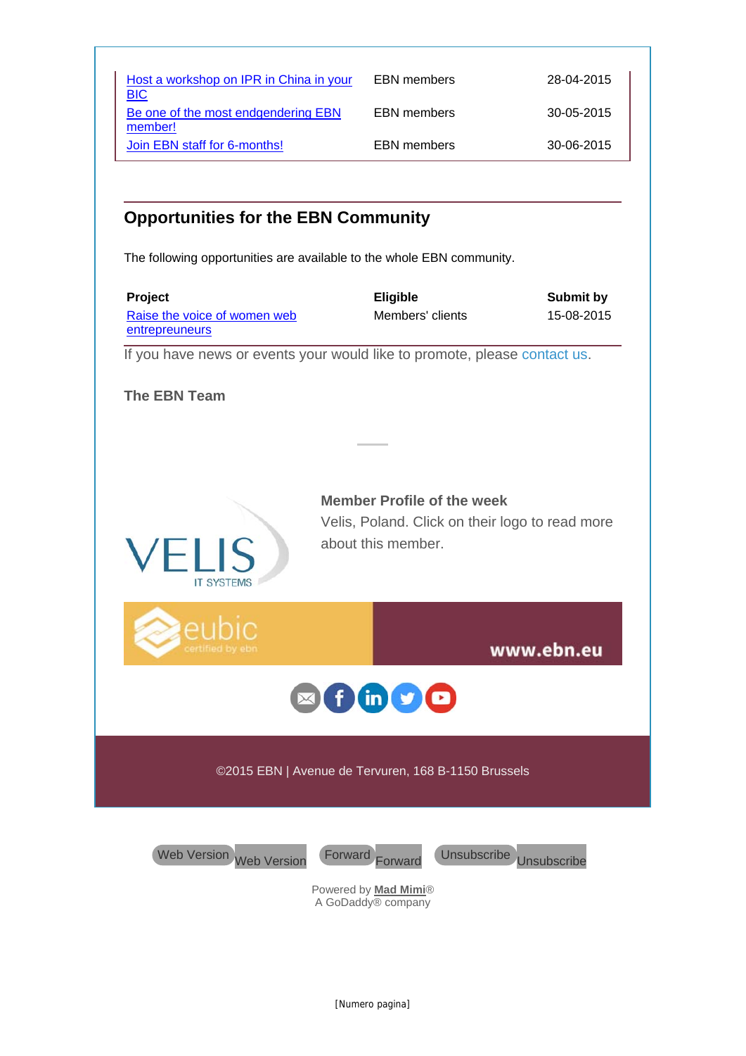| | | |
|---|---|---|
| Host a workshop on IPR in China in your BIC | EBN members | 28-04-2015 |
| Be one of the most endgendering EBN member! | EBN members | 30-05-2015 |
| Join EBN staff for 6-months! | EBN members | 30-06-2015 |

## Opportunities for the EBN Community

The following opportunities are available to the whole EBN community.

| Project | Eligible | Submit by |
|---|---|---|
| Raise the voice of women web entrepreneurs | Members' clients | 15-08-2015 |

If you have news or events your would like to promote, please contact us.

**The EBN Team**

**Member Profile of the week**

Velis, Poland. Click on their logo to read more about this member.

VELIS
IT SYSTEMS

eubic
certified by ebn

www.ebn.eu

©2015 EBN | Avenue de Tervuren, 168 B-1150 Brussels

Web Version Web Version Forward Forward Unsubscribe Unsubscribe

Powered by **Mad Mimi**®
A GoDaddy® company